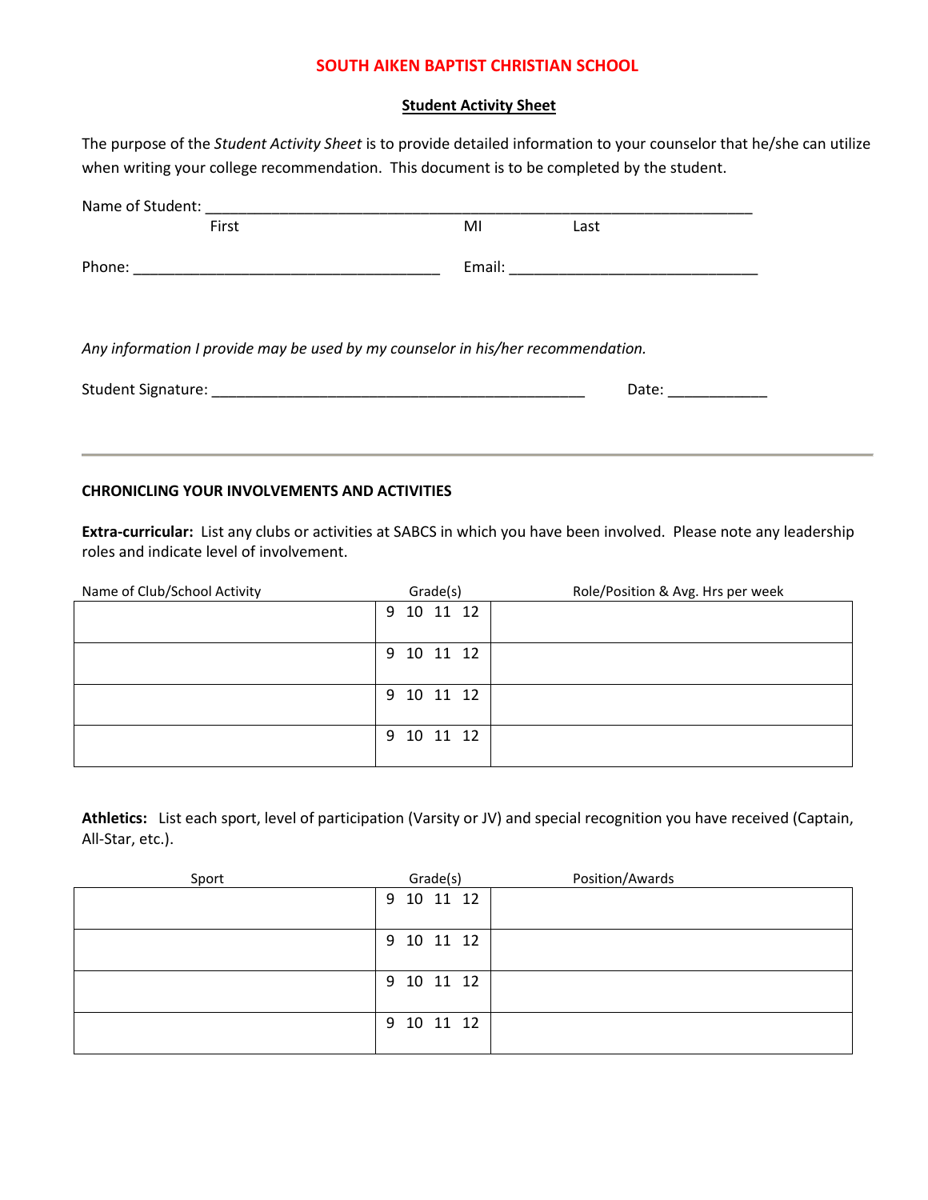# SOUTH AIKEN BAPTIST CHRISTIAN SCHOOL

## Student Activity Sheet

The purpose of the *Student Activity Sheet* is to provide detailed information to your counselor that he/she can utilize when writing your college recommendation. This document is to be completed by the student.

Name of Student: ______________________________________________________________________
First MI Last

Phone: _____________________________________ Email: ______________________________

*Any information I provide may be used by my counselor in his/her recommendation.*

Student Signature: ______________________________________________ Date: ____________

---

### CHRONICLING YOUR INVOLVEMENTS AND ACTIVITIES

**Extra-curricular:** List any clubs or activities at SABCS in which you have been involved. Please note any leadership roles and indicate level of involvement.

| Name of Club/School Activity | Grade(s) | Role/Position & Avg. Hrs per week |
|---|---|---|
| | 9 10 11 12 | |
| | 9 10 11 12 | |
| | 9 10 11 12 | |
| | 9 10 11 12 | |

**Athletics:** List each sport, level of participation (Varsity or JV) and special recognition you have received (Captain, All-Star, etc.).

| Sport | Grade(s) | Position/Awards |
|---|---|---|
| | 9 10 11 12 | |
| | 9 10 11 12 | |
| | 9 10 11 12 | |
| | 9 10 11 12 | |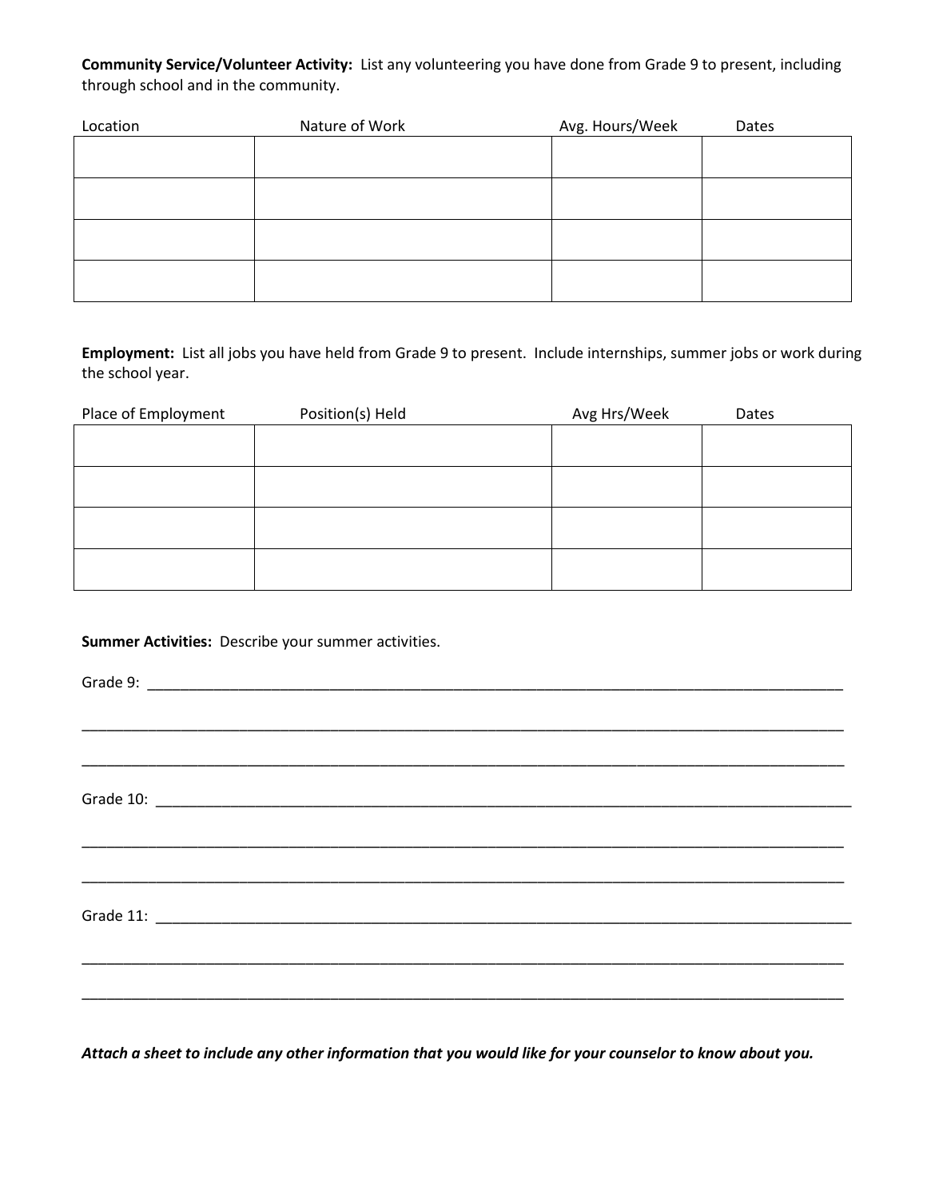**Community Service/Volunteer Activity:** List any volunteering you have done from Grade 9 to present, including through school and in the community.

| Location | Nature of Work | Avg. Hours/Week | Dates |
|---|---|---|---|
| | | | |
| | | | |
| | | | |
| | | | |

**Employment:** List all jobs you have held from Grade 9 to present. Include internships, summer jobs or work during the school year.

| Place of Employment | Position(s) Held | Avg Hrs/Week | Dates |
|---|---|---|---|
| | | | |
| | | | |
| | | | |
| | | | |

**Summer Activities:** Describe your summer activities.

Grade 9: ___________________________________________________________________________

___________________________________________________________________________________

___________________________________________________________________________________

Grade 10: __________________________________________________________________________

___________________________________________________________________________________

___________________________________________________________________________________

Grade 11: __________________________________________________________________________

___________________________________________________________________________________

___________________________________________________________________________________

***Attach a sheet to include any other information that you would like for your counselor to know about you.***